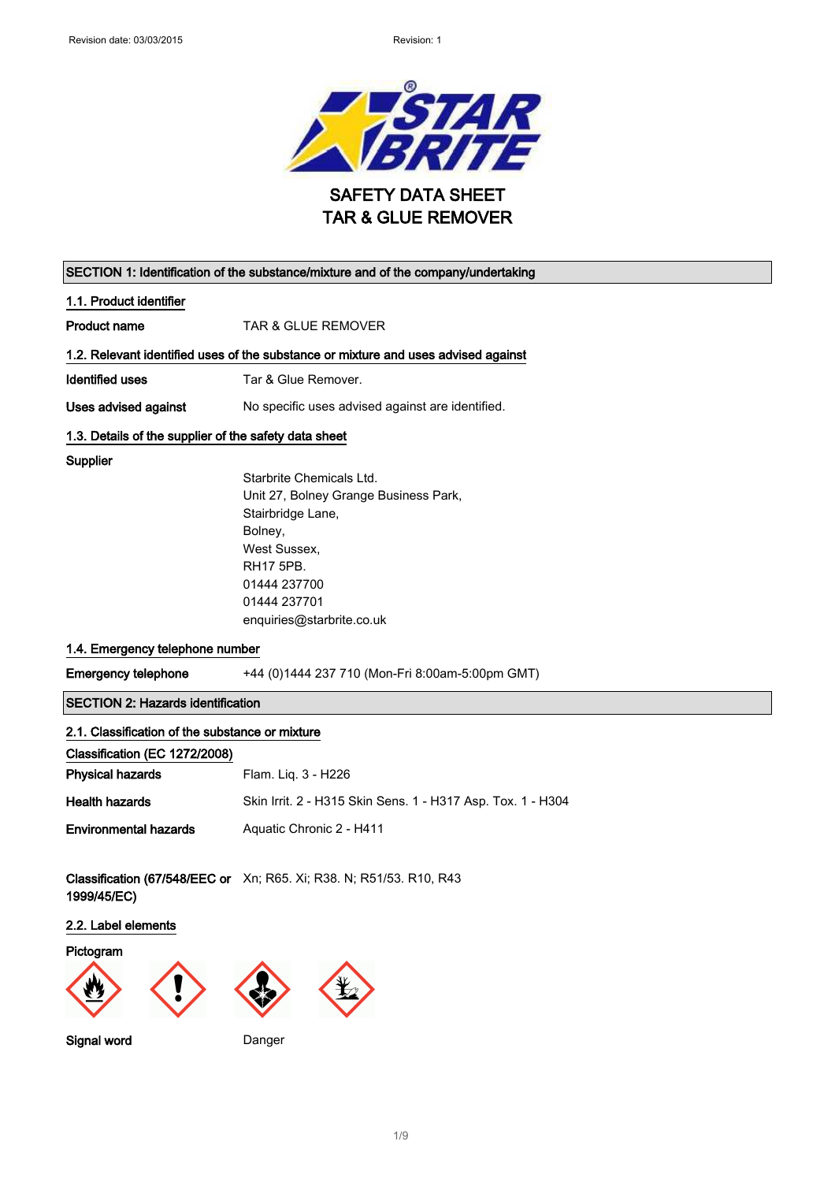Revision date: 03/03/2015 Revision: 1

# SAFETY DATA SHEET
# TAR & GLUE REMOVER

## SECTION 1: Identification of the substance/mixture and of the company/undertaking

### 1.1. Product identifier

**Product name** TAR & GLUE REMOVER

### 1.2. Relevant identified uses of the substance or mixture and uses advised against

**Identified uses** Tar & Glue Remover.

**Uses advised against** No specific uses advised against are identified.

### 1.3. Details of the supplier of the safety data sheet

**Supplier**

Starbrite Chemicals Ltd.
Unit 27, Bolney Grange Business Park,
Stairbridge Lane,
Bolney,
West Sussex,
RH17 5PB.
01444 237700
01444 237701
enquiries@starbrite.co.uk

### 1.4. Emergency telephone number

**Emergency telephone** +44 (0)1444 237 710 (Mon-Fri 8:00am-5:00pm GMT)

## SECTION 2: Hazards identification

### 2.1. Classification of the substance or mixture

**Classification (EC 1272/2008)**

**Physical hazards** Flam. Liq. 3 - H226

**Health hazards** Skin Irrit. 2 - H315 Skin Sens. 1 - H317 Asp. Tox. 1 - H304

**Environmental hazards** Aquatic Chronic 2 - H411

**Classification (67/548/EEC or 1999/45/EC)** Xn; R65. Xi; R38. N; R51/53. R10, R43

### 2.2. Label elements

**Pictogram**

**Signal word** Danger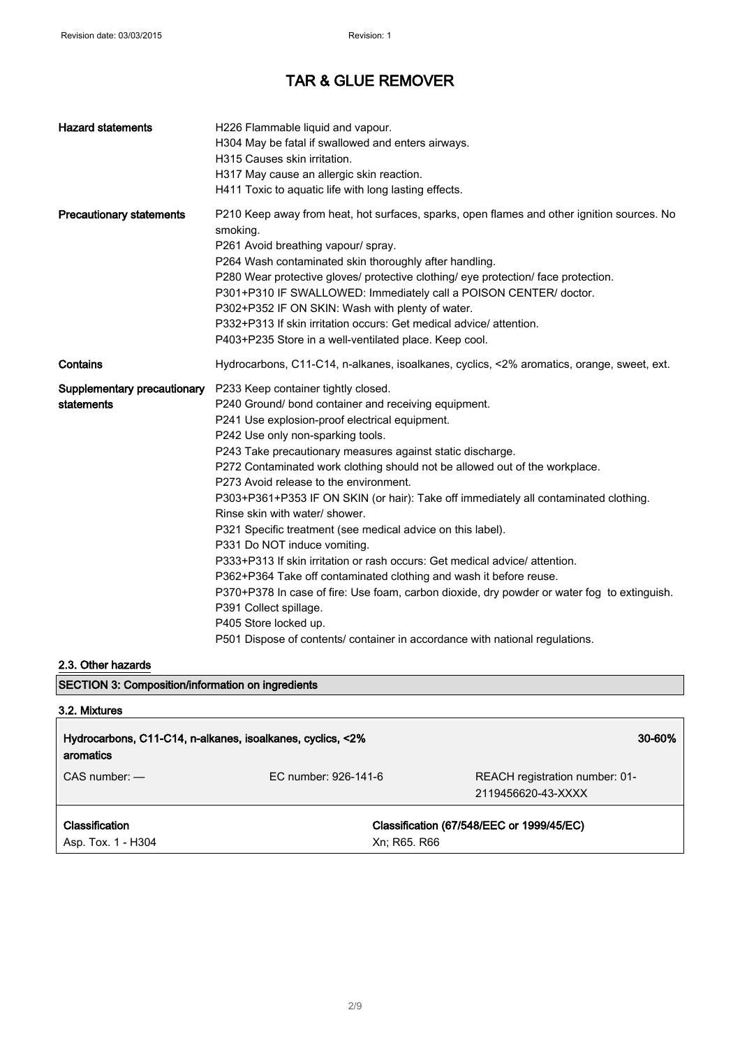| | |
|---|---|
| **Hazard statements** | H226 Flammable liquid and vapour.<br>H304 May be fatal if swallowed and enters airways.<br>H315 Causes skin irritation.<br>H317 May cause an allergic skin reaction.<br>H411 Toxic to aquatic life with long lasting effects. |
| **Precautionary statements** | P210 Keep away from heat, hot surfaces, sparks, open flames and other ignition sources. No smoking.<br>P261 Avoid breathing vapour/ spray.<br>P264 Wash contaminated skin thoroughly after handling.<br>P280 Wear protective gloves/ protective clothing/ eye protection/ face protection.<br>P301+P310 IF SWALLOWED: Immediately call a POISON CENTER/ doctor.<br>P302+P352 IF ON SKIN: Wash with plenty of water.<br>P332+P313 If skin irritation occurs: Get medical advice/ attention.<br>P403+P235 Store in a well-ventilated place. Keep cool. |
| **Contains** | Hydrocarbons, C11-C14, n-alkanes, isoalkanes, cyclics, <2% aromatics, orange, sweet, ext. |
| **Supplementary precautionary statements** | P233 Keep container tightly closed.<br>P240 Ground/ bond container and receiving equipment.<br>P241 Use explosion-proof electrical equipment.<br>P242 Use only non-sparking tools.<br>P243 Take precautionary measures against static discharge.<br>P272 Contaminated work clothing should not be allowed out of the workplace.<br>P273 Avoid release to the environment.<br>P303+P361+P353 IF ON SKIN (or hair): Take off immediately all contaminated clothing. Rinse skin with water/ shower.<br>P321 Specific treatment (see medical advice on this label).<br>P331 Do NOT induce vomiting.<br>P333+P313 If skin irritation or rash occurs: Get medical advice/ attention.<br>P362+P364 Take off contaminated clothing and wash it before reuse.<br>P370+P378 In case of fire: Use foam, carbon dioxide, dry powder or water fog to extinguish.<br>P391 Collect spillage.<br>P405 Store locked up.<br>P501 Dispose of contents/ container in accordance with national regulations. |

### 2.3. Other hazards

## SECTION 3: Composition/information on ingredients

### 3.2. Mixtures

| **Hydrocarbons, C11-C14, n-alkanes, isoalkanes, cyclics, <2% aromatics** | | **30-60%** |
|---|---|---|
| CAS number: — | EC number: 926-141-6 | REACH registration number: 01-2119456620-43-XXXX |
| **Classification**<br>Asp. Tox. 1 - H304 | **Classification (67/548/EEC or 1999/45/EC)**<br>Xn; R65. R66 | |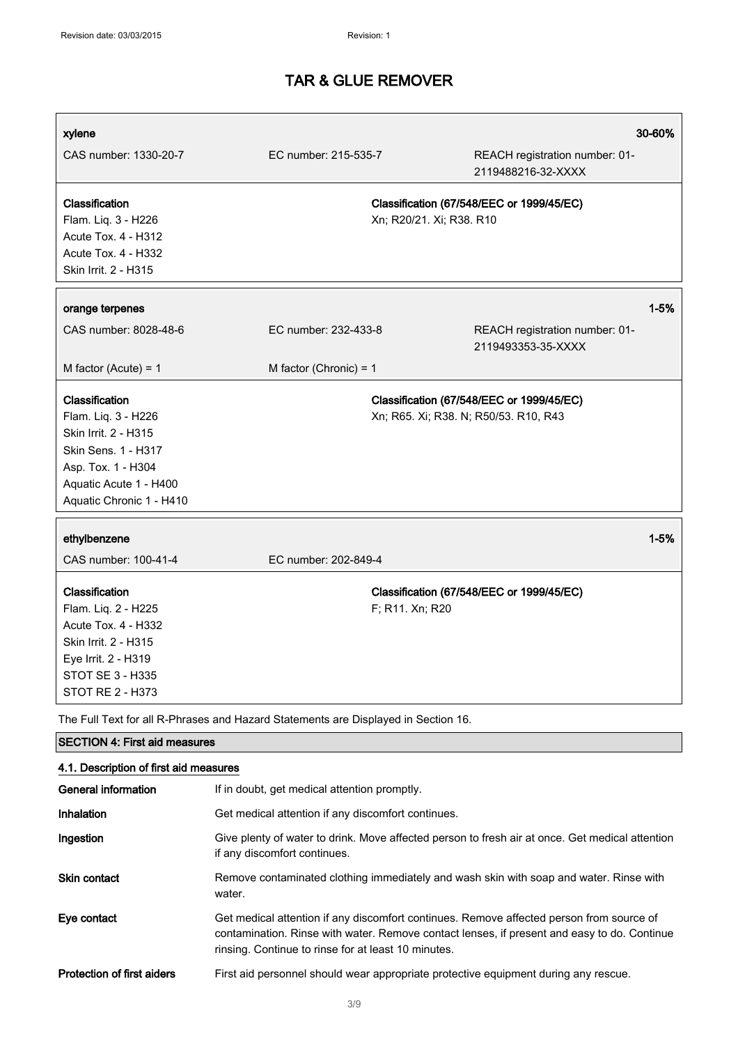| **xylene** | | **30-60%** |
|---|---|---|
| CAS number: 1330-20-7 | EC number: 215-535-7 | REACH registration number: 01-2119488216-32-XXXX |
| **Classification**<br>Flam. Liq. 3 - H226<br>Acute Tox. 4 - H312<br>Acute Tox. 4 - H332<br>Skin Irrit. 2 - H315 | **Classification (67/548/EEC or 1999/45/EC)**<br>Xn; R20/21. Xi; R38. R10 | |

| **orange terpenes** | | **1-5%** |
|---|---|---|
| CAS number: 8028-48-6 | EC number: 232-433-8 | REACH registration number: 01-2119493353-35-XXXX |
| M factor (Acute) = 1 | M factor (Chronic) = 1 | |
| **Classification**<br>Flam. Liq. 3 - H226<br>Skin Irrit. 2 - H315<br>Skin Sens. 1 - H317<br>Asp. Tox. 1 - H304<br>Aquatic Acute 1 - H400<br>Aquatic Chronic 1 - H410 | **Classification (67/548/EEC or 1999/45/EC)**<br>Xn; R65. Xi; R38. N; R50/53. R10, R43 | |

| **ethylbenzene** | | **1-5%** |
|---|---|---|
| CAS number: 100-41-4 | EC number: 202-849-4 | |
| **Classification**<br>Flam. Liq. 2 - H225<br>Acute Tox. 4 - H332<br>Skin Irrit. 2 - H315<br>Eye Irrit. 2 - H319<br>STOT SE 3 - H335<br>STOT RE 2 - H373 | **Classification (67/548/EEC or 1999/45/EC)**<br>F; R11. Xn; R20 | |

The Full Text for all R-Phrases and Hazard Statements are Displayed in Section 16.

## SECTION 4: First aid measures

### 4.1. Description of first aid measures

| | |
|---|---|
| **General information** | If in doubt, get medical attention promptly. |
| **Inhalation** | Get medical attention if any discomfort continues. |
| **Ingestion** | Give plenty of water to drink. Move affected person to fresh air at once. Get medical attention if any discomfort continues. |
| **Skin contact** | Remove contaminated clothing immediately and wash skin with soap and water. Rinse with water. |
| **Eye contact** | Get medical attention if any discomfort continues. Remove affected person from source of contamination. Rinse with water. Remove contact lenses, if present and easy to do. Continue rinsing. Continue to rinse for at least 10 minutes. |
| **Protection of first aiders** | First aid personnel should wear appropriate protective equipment during any rescue. |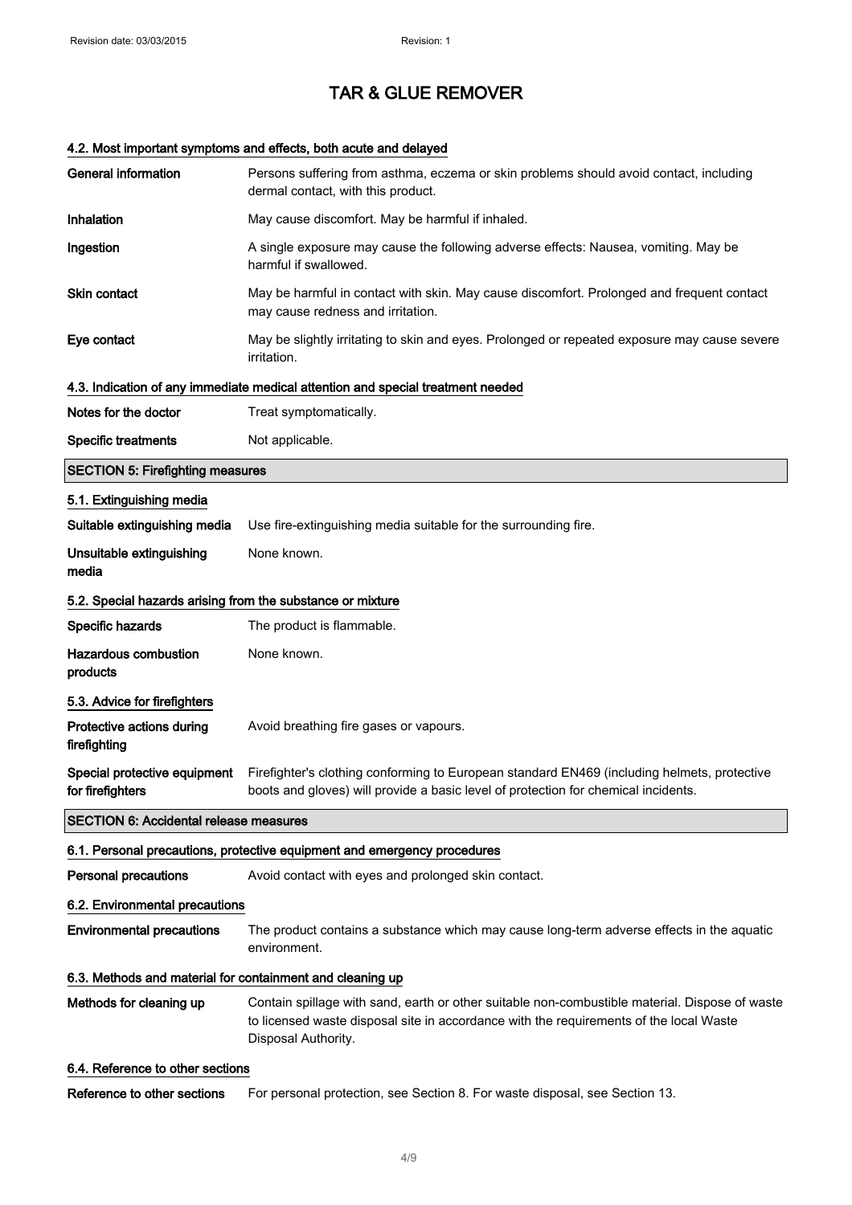# TAR & GLUE REMOVER

### 4.2. Most important symptoms and effects, both acute and delayed

| | |
|---|---|
| **General information** | Persons suffering from asthma, eczema or skin problems should avoid contact, including dermal contact, with this product. |
| **Inhalation** | May cause discomfort. May be harmful if inhaled. |
| **Ingestion** | A single exposure may cause the following adverse effects: Nausea, vomiting. May be harmful if swallowed. |
| **Skin contact** | May be harmful in contact with skin. May cause discomfort. Prolonged and frequent contact may cause redness and irritation. |
| **Eye contact** | May be slightly irritating to skin and eyes. Prolonged or repeated exposure may cause severe irritation. |

### 4.3. Indication of any immediate medical attention and special treatment needed

| | |
|---|---|
| **Notes for the doctor** | Treat symptomatically. |
| **Specific treatments** | Not applicable. |

## SECTION 5: Firefighting measures

### 5.1. Extinguishing media

| | |
|---|---|
| **Suitable extinguishing media** | Use fire-extinguishing media suitable for the surrounding fire. |
| **Unsuitable extinguishing media** | None known. |

### 5.2. Special hazards arising from the substance or mixture

| | |
|---|---|
| **Specific hazards** | The product is flammable. |
| **Hazardous combustion products** | None known. |

### 5.3. Advice for firefighters

| | |
|---|---|
| **Protective actions during firefighting** | Avoid breathing fire gases or vapours. |
| **Special protective equipment for firefighters** | Firefighter's clothing conforming to European standard EN469 (including helmets, protective boots and gloves) will provide a basic level of protection for chemical incidents. |

## SECTION 6: Accidental release measures

### 6.1. Personal precautions, protective equipment and emergency procedures

| | |
|---|---|
| **Personal precautions** | Avoid contact with eyes and prolonged skin contact. |

### 6.2. Environmental precautions

| | |
|---|---|
| **Environmental precautions** | The product contains a substance which may cause long-term adverse effects in the aquatic environment. |

### 6.3. Methods and material for containment and cleaning up

| | |
|---|---|
| **Methods for cleaning up** | Contain spillage with sand, earth or other suitable non-combustible material. Dispose of waste to licensed waste disposal site in accordance with the requirements of the local Waste Disposal Authority. |

### 6.4. Reference to other sections

| | |
|---|---|
| **Reference to other sections** | For personal protection, see Section 8. For waste disposal, see Section 13. |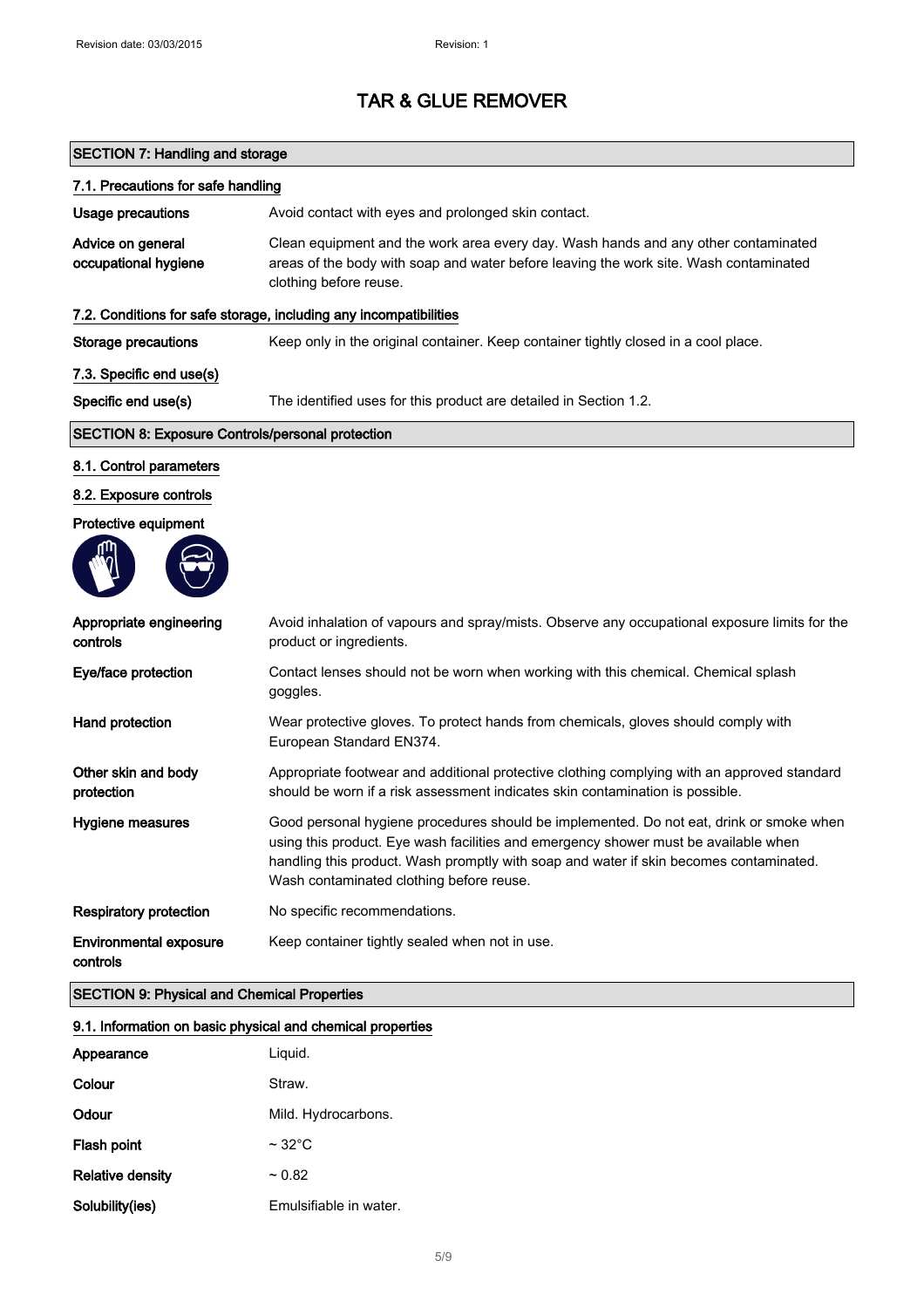# TAR & GLUE REMOVER

## SECTION 7: Handling and storage

### 7.1. Precautions for safe handling

| | |
|---|---|
| **Usage precautions** | Avoid contact with eyes and prolonged skin contact. |
| **Advice on general occupational hygiene** | Clean equipment and the work area every day. Wash hands and any other contaminated areas of the body with soap and water before leaving the work site. Wash contaminated clothing before reuse. |

### 7.2. Conditions for safe storage, including any incompatibilities

| | |
|---|---|
| **Storage precautions** | Keep only in the original container. Keep container tightly closed in a cool place. |

### 7.3. Specific end use(s)

| | |
|---|---|
| **Specific end use(s)** | The identified uses for this product are detailed in Section 1.2. |

## SECTION 8: Exposure Controls/personal protection

### 8.1. Control parameters

### 8.2. Exposure controls

**Protective equipment**

| | |
|---|---|
| **Appropriate engineering controls** | Avoid inhalation of vapours and spray/mists. Observe any occupational exposure limits for the product or ingredients. |
| **Eye/face protection** | Contact lenses should not be worn when working with this chemical. Chemical splash goggles. |
| **Hand protection** | Wear protective gloves. To protect hands from chemicals, gloves should comply with European Standard EN374. |
| **Other skin and body protection** | Appropriate footwear and additional protective clothing complying with an approved standard should be worn if a risk assessment indicates skin contamination is possible. |
| **Hygiene measures** | Good personal hygiene procedures should be implemented. Do not eat, drink or smoke when using this product. Eye wash facilities and emergency shower must be available when handling this product. Wash promptly with soap and water if skin becomes contaminated. Wash contaminated clothing before reuse. |
| **Respiratory protection** | No specific recommendations. |
| **Environmental exposure controls** | Keep container tightly sealed when not in use. |

## SECTION 9: Physical and Chemical Properties

### 9.1. Information on basic physical and chemical properties

| | |
|---|---|
| **Appearance** | Liquid. |
| **Colour** | Straw. |
| **Odour** | Mild. Hydrocarbons. |
| **Flash point** | ~ 32°C |
| **Relative density** | ~ 0.82 |
| **Solubility(ies)** | Emulsifiable in water. |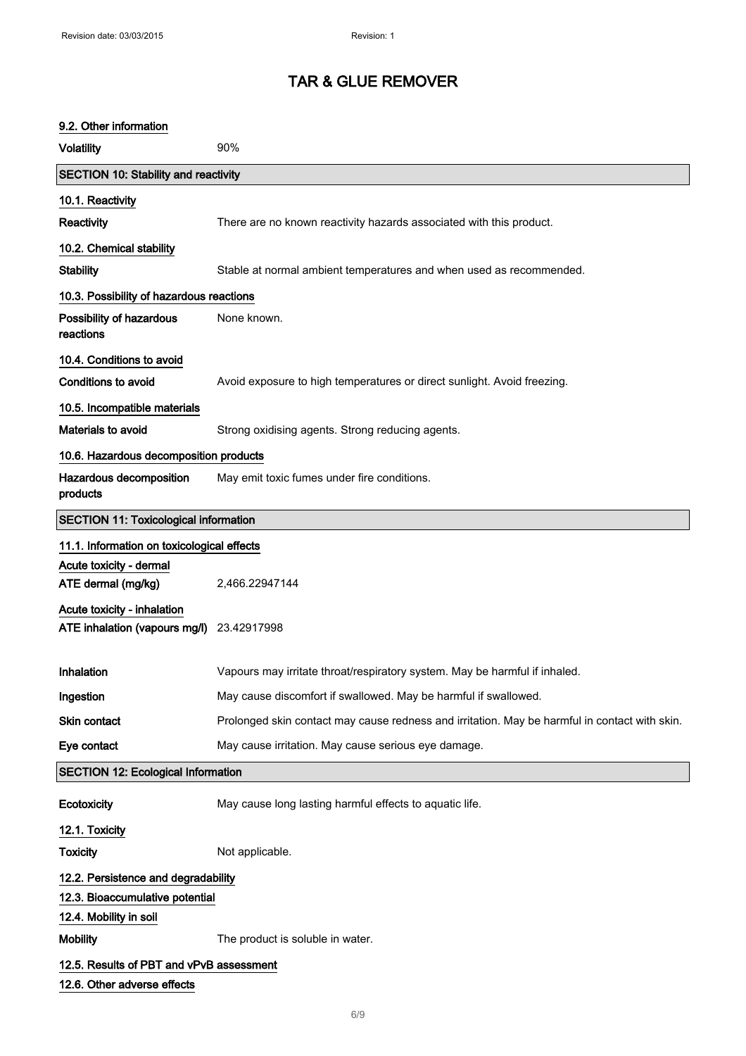# TAR & GLUE REMOVER

### 9.2. Other information

**Volatility** 90%

## SECTION 10: Stability and reactivity

### 10.1. Reactivity

**Reactivity** There are no known reactivity hazards associated with this product.

### 10.2. Chemical stability

**Stability** Stable at normal ambient temperatures and when used as recommended.

### 10.3. Possibility of hazardous reactions

**Possibility of hazardous reactions** None known.

### 10.4. Conditions to avoid

**Conditions to avoid** Avoid exposure to high temperatures or direct sunlight. Avoid freezing.

### 10.5. Incompatible materials

**Materials to avoid** Strong oxidising agents. Strong reducing agents.

### 10.6. Hazardous decomposition products

**Hazardous decomposition products** May emit toxic fumes under fire conditions.

## SECTION 11: Toxicological information

### 11.1. Information on toxicological effects

**Acute toxicity - dermal**

**ATE dermal (mg/kg)** 2,466.22947144

**Acute toxicity - inhalation**

**ATE inhalation (vapours mg/l)** 23.42917998

**Inhalation** Vapours may irritate throat/respiratory system. May be harmful if inhaled.

**Ingestion** May cause discomfort if swallowed. May be harmful if swallowed.

**Skin contact** Prolonged skin contact may cause redness and irritation. May be harmful in contact with skin.

**Eye contact** May cause irritation. May cause serious eye damage.

## SECTION 12: Ecological Information

**Ecotoxicity** May cause long lasting harmful effects to aquatic life.

### 12.1. Toxicity

**Toxicity** Not applicable.

### 12.2. Persistence and degradability

### 12.3. Bioaccumulative potential

### 12.4. Mobility in soil

**Mobility** The product is soluble in water.

### 12.5. Results of PBT and vPvB assessment

### 12.6. Other adverse effects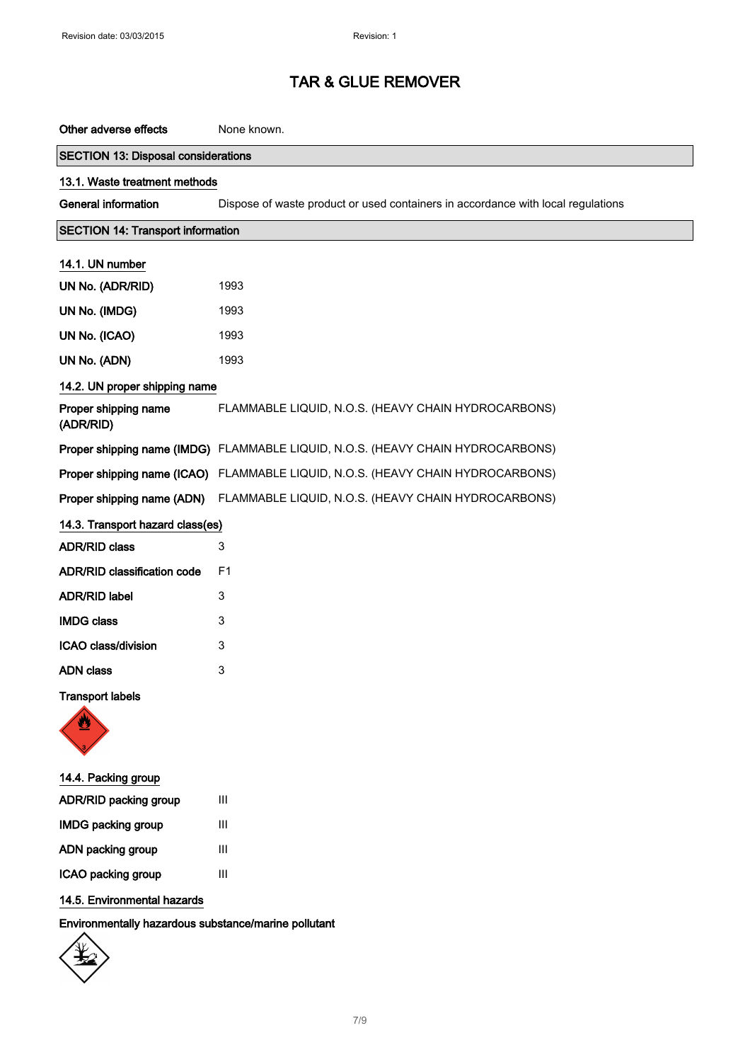# TAR & GLUE REMOVER

**Other adverse effects** None known.

## SECTION 13: Disposal considerations

### 13.1. Waste treatment methods

**General information** Dispose of waste product or used containers in accordance with local regulations

## SECTION 14: Transport information

### 14.1. UN number

| | |
|---|---|
| **UN No. (ADR/RID)** | 1993 |
| **UN No. (IMDG)** | 1993 |
| **UN No. (ICAO)** | 1993 |
| **UN No. (ADN)** | 1993 |

### 14.2. UN proper shipping name

| | |
|---|---|
| **Proper shipping name (ADR/RID)** | FLAMMABLE LIQUID, N.O.S. (HEAVY CHAIN HYDROCARBONS) |
| **Proper shipping name (IMDG)** | FLAMMABLE LIQUID, N.O.S. (HEAVY CHAIN HYDROCARBONS) |
| **Proper shipping name (ICAO)** | FLAMMABLE LIQUID, N.O.S. (HEAVY CHAIN HYDROCARBONS) |
| **Proper shipping name (ADN)** | FLAMMABLE LIQUID, N.O.S. (HEAVY CHAIN HYDROCARBONS) |

### 14.3. Transport hazard class(es)

| | |
|---|---|
| **ADR/RID class** | 3 |
| **ADR/RID classification code** | F1 |
| **ADR/RID label** | 3 |
| **IMDG class** | 3 |
| **ICAO class/division** | 3 |
| **ADN class** | 3 |

**Transport labels**

### 14.4. Packing group

| | |
|---|---|
| **ADR/RID packing group** | III |
| **IMDG packing group** | III |
| **ADN packing group** | III |
| **ICAO packing group** | III |

### 14.5. Environmental hazards

**Environmentally hazardous substance/marine pollutant**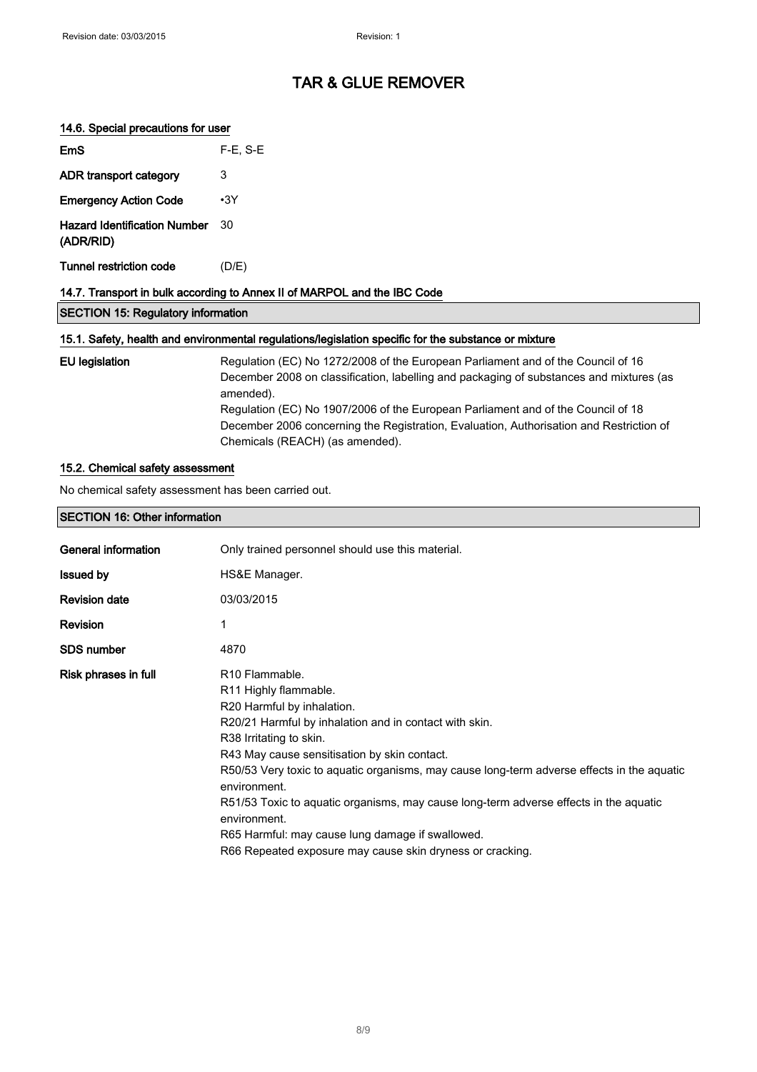### 14.6. Special precautions for user

| | |
|---|---|
| **EmS** | F-E, S-E |
| **ADR transport category** | 3 |
| **Emergency Action Code** | •3Y |
| **Hazard Identification Number (ADR/RID)** | 30 |
| **Tunnel restriction code** | (D/E) |

### 14.7. Transport in bulk according to Annex II of MARPOL and the IBC Code

## SECTION 15: Regulatory information

### 15.1. Safety, health and environmental regulations/legislation specific for the substance or mixture

**EU legislation**

Regulation (EC) No 1272/2008 of the European Parliament and of the Council of 16 December 2008 on classification, labelling and packaging of substances and mixtures (as amended).
Regulation (EC) No 1907/2006 of the European Parliament and of the Council of 18 December 2006 concerning the Registration, Evaluation, Authorisation and Restriction of Chemicals (REACH) (as amended).

### 15.2. Chemical safety assessment

No chemical safety assessment has been carried out.

## SECTION 16: Other information

| | |
|---|---|
| **General information** | Only trained personnel should use this material. |
| **Issued by** | HS&E Manager. |
| **Revision date** | 03/03/2015 |
| **Revision** | 1 |
| **SDS number** | 4870 |

**Risk phrases in full**

R10 Flammable.
R11 Highly flammable.
R20 Harmful by inhalation.
R20/21 Harmful by inhalation and in contact with skin.
R38 Irritating to skin.
R43 May cause sensitisation by skin contact.
R50/53 Very toxic to aquatic organisms, may cause long-term adverse effects in the aquatic environment.
R51/53 Toxic to aquatic organisms, may cause long-term adverse effects in the aquatic environment.
R65 Harmful: may cause lung damage if swallowed.
R66 Repeated exposure may cause skin dryness or cracking.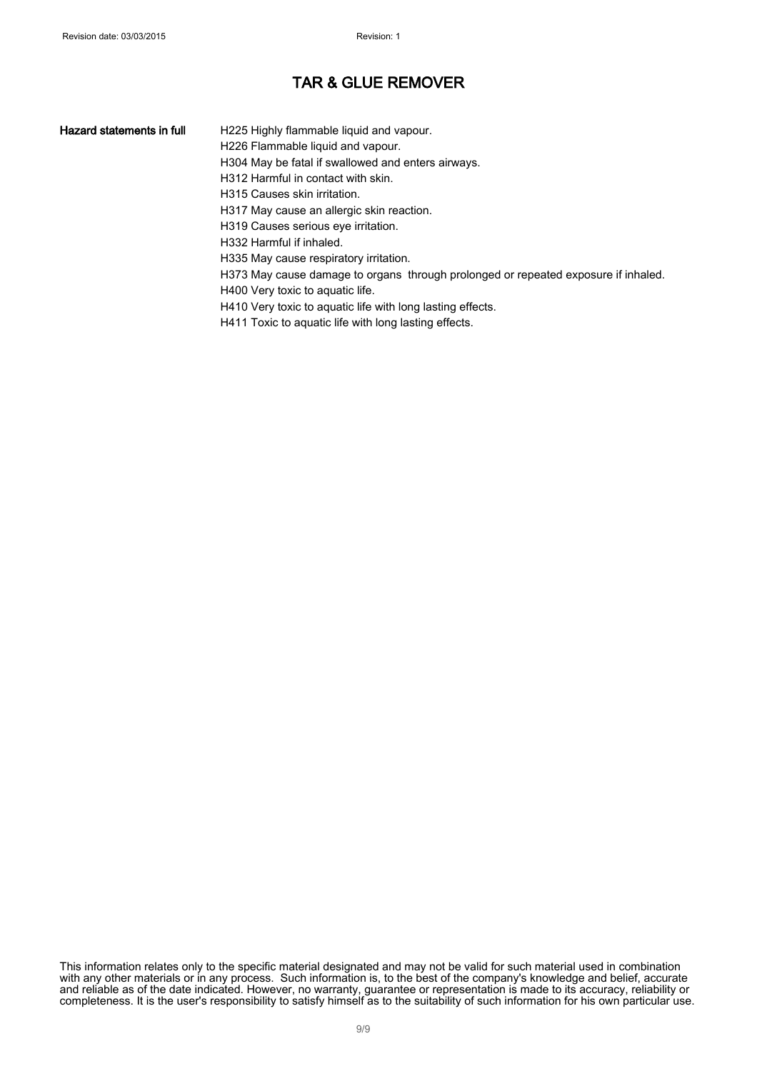**Hazard statements in full**

H225 Highly flammable liquid and vapour.
H226 Flammable liquid and vapour.
H304 May be fatal if swallowed and enters airways.
H312 Harmful in contact with skin.
H315 Causes skin irritation.
H317 May cause an allergic skin reaction.
H319 Causes serious eye irritation.
H332 Harmful if inhaled.
H335 May cause respiratory irritation.
H373 May cause damage to organs through prolonged or repeated exposure if inhaled.
H400 Very toxic to aquatic life.
H410 Very toxic to aquatic life with long lasting effects.
H411 Toxic to aquatic life with long lasting effects.

This information relates only to the specific material designated and may not be valid for such material used in combination with any other materials or in any process. Such information is, to the best of the company's knowledge and belief, accurate and reliable as of the date indicated. However, no warranty, guarantee or representation is made to its accuracy, reliability or completeness. It is the user's responsibility to satisfy himself as to the suitability of such information for his own particular use.